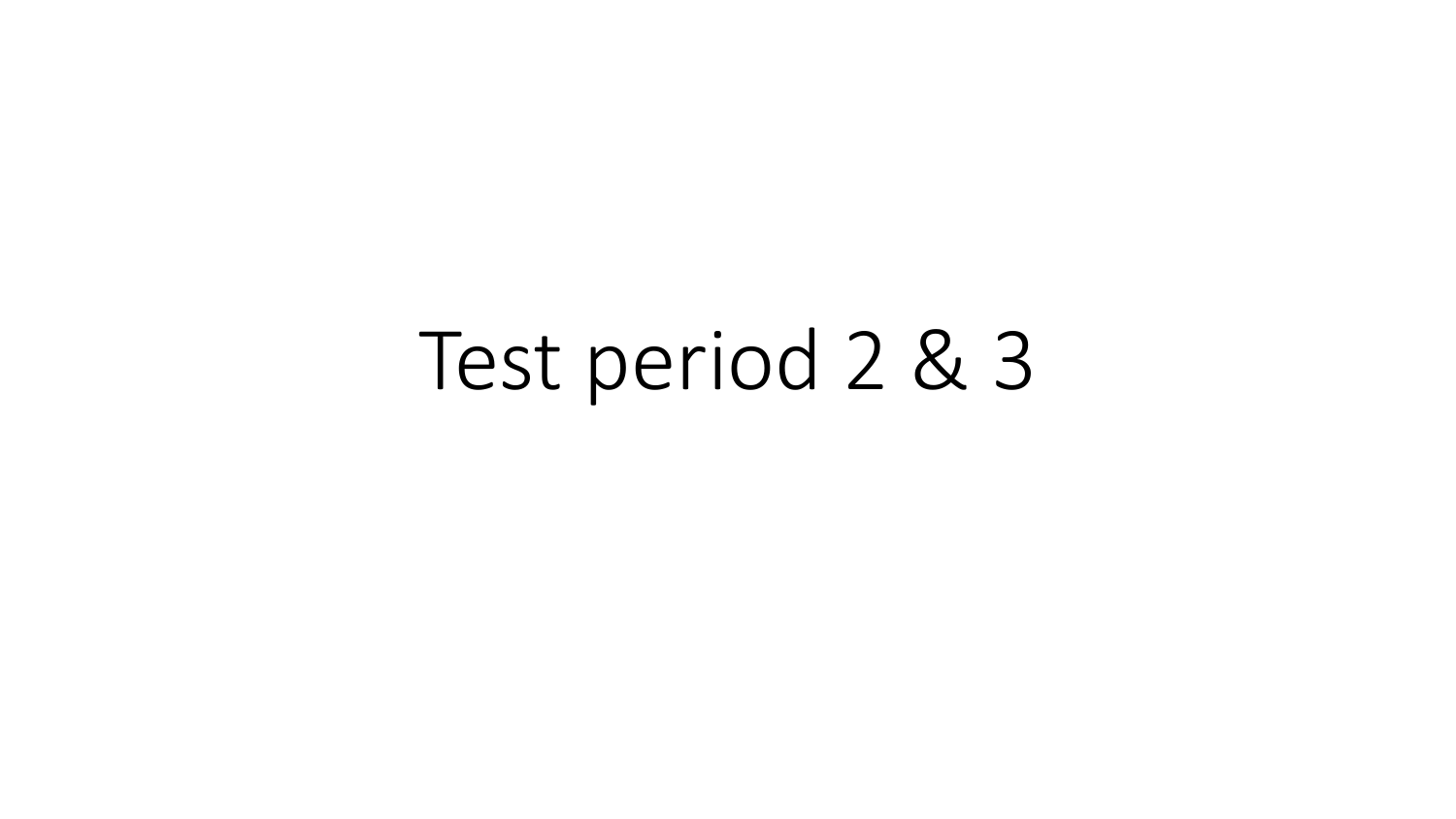# Test period 2 & 3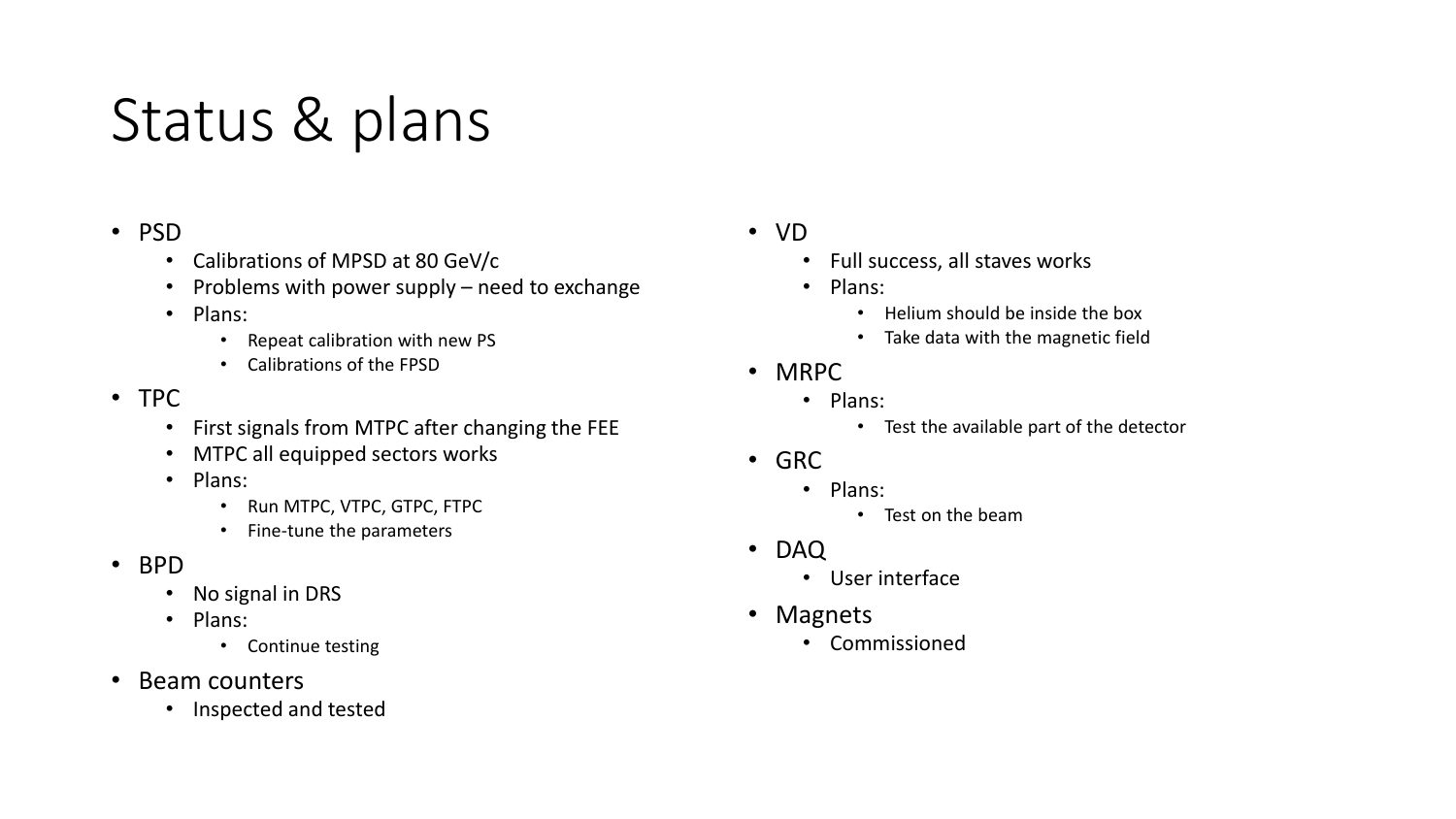# Status & plans

- PSD
  - Calibrations of MPSD at 80 GeV/c
  - Problems with power supply – need to exchange
  - Plans:
    - Repeat calibration with new PS
    - Calibrations of the FPSD
- TPC
  - First signals from MTPC after changing the FEE
  - MTPC all equipped sectors works
  - Plans:
    - Run MTPC, VTPC, GTPC, FTPC
    - Fine-tune the parameters
- BPD
  - No signal in DRS
  - Plans:
    - Continue testing
- Beam counters
  - Inspected and tested
- VD
  - Full success, all staves works
  - Plans:
    - Helium should be inside the box
    - Take data with the magnetic field
- MRPC
  - Plans:
    - Test the available part of the detector
- GRC
  - Plans:
    - Test on the beam
- DAQ
  - User interface
- Magnets
  - Commissioned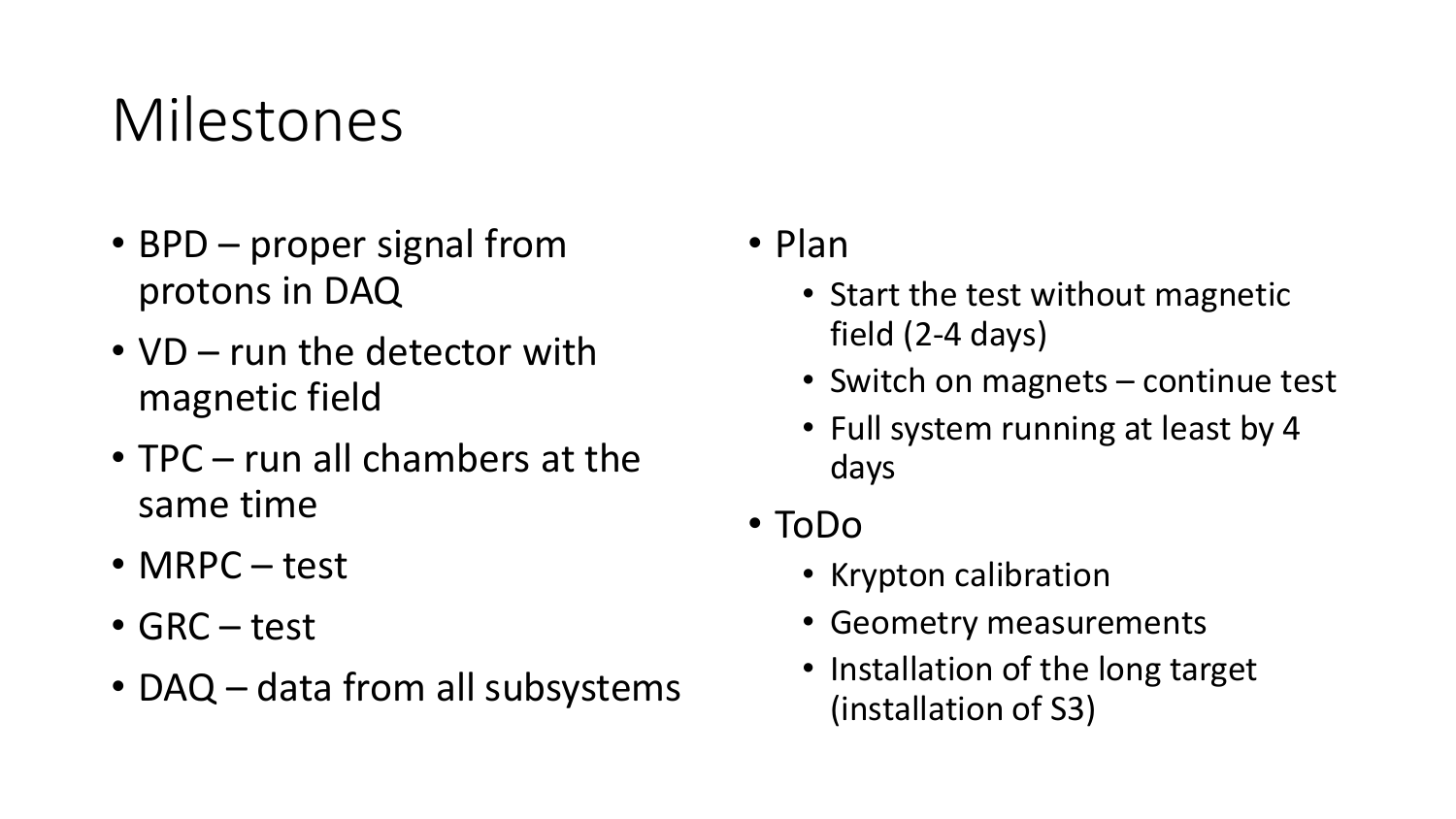# Milestones

- BPD – proper signal from protons in DAQ
- VD – run the detector with magnetic field
- TPC – run all chambers at the same time
- MRPC – test
- GRC – test
- DAQ – data from all subsystems

- Plan
  - Start the test without magnetic field (2-4 days)
  - Switch on magnets – continue test
  - Full system running at least by 4 days
- ToDo
  - Krypton calibration
  - Geometry measurements
  - Installation of the long target (installation of S3)